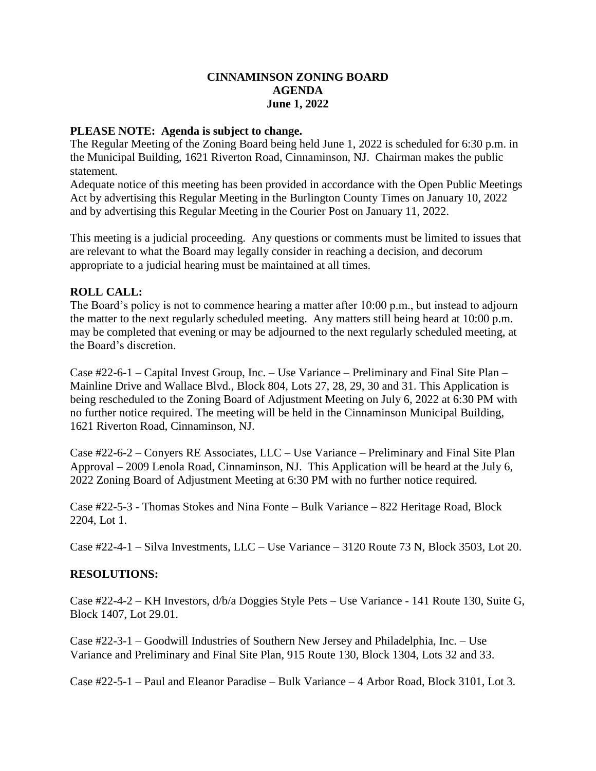# CINNAMINSON ZONING BOARD
# AGENDA
# June 1, 2022

**PLEASE NOTE: Agenda is subject to change.**

The Regular Meeting of the Zoning Board being held June 1, 2022 is scheduled for 6:30 p.m. in the Municipal Building, 1621 Riverton Road, Cinnaminson, NJ. Chairman makes the public statement.

Adequate notice of this meeting has been provided in accordance with the Open Public Meetings Act by advertising this Regular Meeting in the Burlington County Times on January 10, 2022 and by advertising this Regular Meeting in the Courier Post on January 11, 2022.

This meeting is a judicial proceeding. Any questions or comments must be limited to issues that are relevant to what the Board may legally consider in reaching a decision, and decorum appropriate to a judicial hearing must be maintained at all times.

**ROLL CALL:**

The Board's policy is not to commence hearing a matter after 10:00 p.m., but instead to adjourn the matter to the next regularly scheduled meeting. Any matters still being heard at 10:00 p.m. may be completed that evening or may be adjourned to the next regularly scheduled meeting, at the Board's discretion.

Case #22-6-1 – Capital Invest Group, Inc. – Use Variance – Preliminary and Final Site Plan – Mainline Drive and Wallace Blvd., Block 804, Lots 27, 28, 29, 30 and 31. This Application is being rescheduled to the Zoning Board of Adjustment Meeting on July 6, 2022 at 6:30 PM with no further notice required. The meeting will be held in the Cinnaminson Municipal Building, 1621 Riverton Road, Cinnaminson, NJ.

Case #22-6-2 – Conyers RE Associates, LLC – Use Variance – Preliminary and Final Site Plan Approval – 2009 Lenola Road, Cinnaminson, NJ. This Application will be heard at the July 6, 2022 Zoning Board of Adjustment Meeting at 6:30 PM with no further notice required.

Case #22-5-3 - Thomas Stokes and Nina Fonte – Bulk Variance – 822 Heritage Road, Block 2204, Lot 1.

Case #22-4-1 – Silva Investments, LLC – Use Variance – 3120 Route 73 N, Block 3503, Lot 20.

**RESOLUTIONS:**

Case #22-4-2 – KH Investors, d/b/a Doggies Style Pets – Use Variance - 141 Route 130, Suite G, Block 1407, Lot 29.01.

Case #22-3-1 – Goodwill Industries of Southern New Jersey and Philadelphia, Inc. – Use Variance and Preliminary and Final Site Plan, 915 Route 130, Block 1304, Lots 32 and 33.

Case #22-5-1 – Paul and Eleanor Paradise – Bulk Variance – 4 Arbor Road, Block 3101, Lot 3.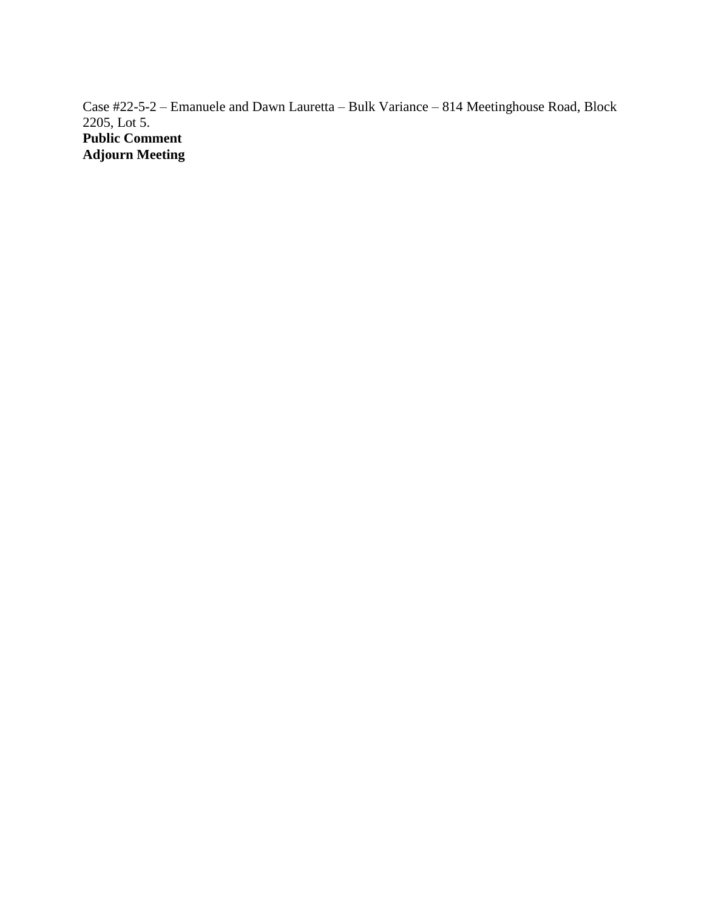Case #22-5-2 – Emanuele and Dawn Lauretta – Bulk Variance – 814 Meetinghouse Road, Block 2205, Lot 5.

**Public Comment**

**Adjourn Meeting**